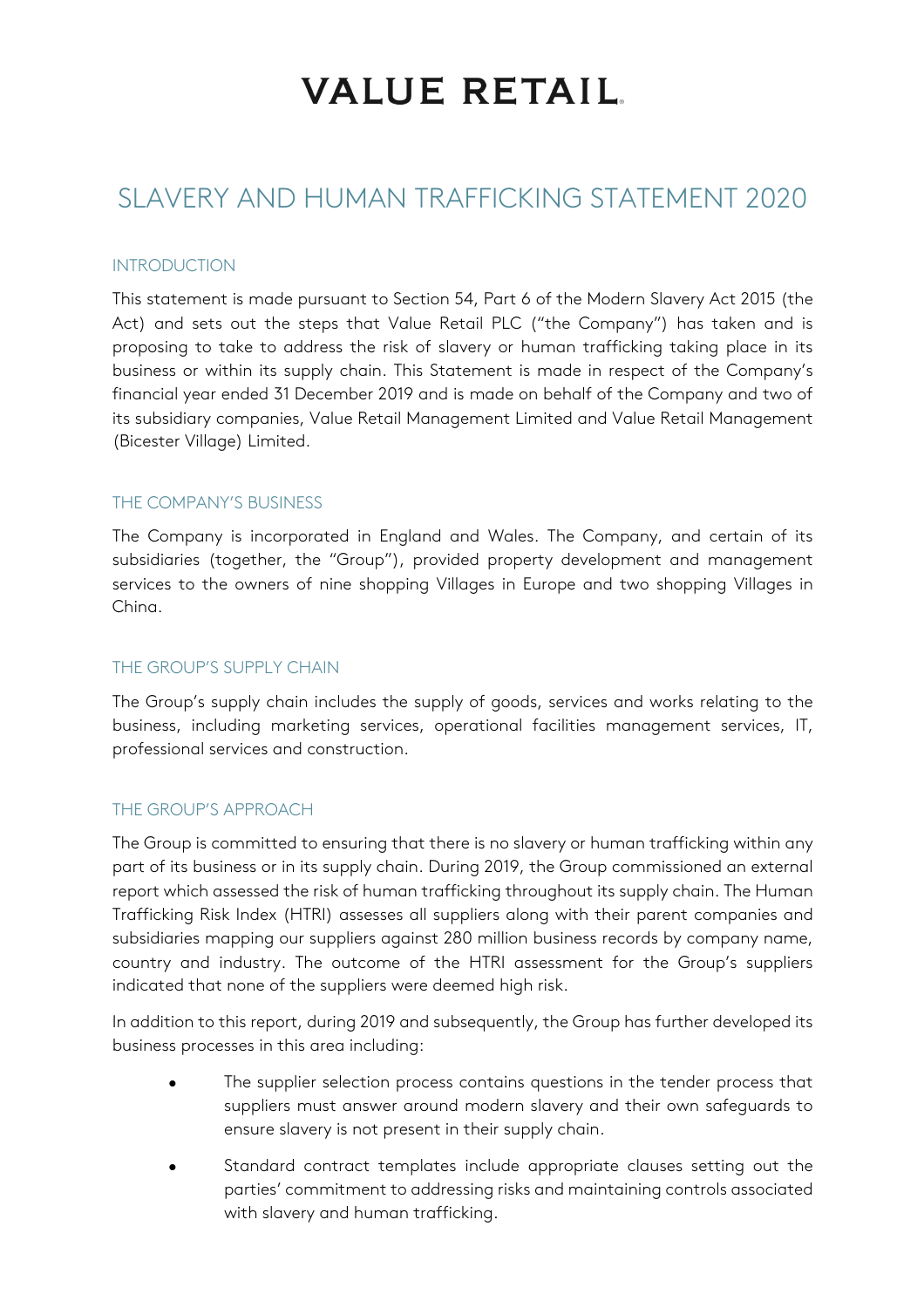# VALUE RETAIL

## SLAVERY AND HUMAN TRAFFICKING STATEMENT 2020

### INTRODUCTION

This statement is made pursuant to Section 54, Part 6 of the Modern Slavery Act 2015 (the Act) and sets out the steps that Value Retail PLC ("the Company") has taken and is proposing to take to address the risk of slavery or human trafficking taking place in its business or within its supply chain. This Statement is made in respect of the Company's financial year ended 31 December 2019 and is made on behalf of the Company and two of its subsidiary companies, Value Retail Management Limited and Value Retail Management (Bicester Village) Limited.

### THE COMPANY'S BUSINESS

The Company is incorporated in England and Wales. The Company, and certain of its subsidiaries (together, the "Group"), provided property development and management services to the owners of nine shopping Villages in Europe and two shopping Villages in China.

### THE GROUP'S SUPPLY CHAIN

The Group's supply chain includes the supply of goods, services and works relating to the business, including marketing services, operational facilities management services, IT, professional services and construction.

### THE GROUP'S APPROACH

The Group is committed to ensuring that there is no slavery or human trafficking within any part of its business or in its supply chain. During 2019, the Group commissioned an external report which assessed the risk of human trafficking throughout its supply chain. The Human Trafficking Risk Index (HTRI) assesses all suppliers along with their parent companies and subsidiaries mapping our suppliers against 280 million business records by company name, country and industry. The outcome of the HTRI assessment for the Group's suppliers indicated that none of the suppliers were deemed high risk.

In addition to this report, during 2019 and subsequently, the Group has further developed its business processes in this area including:

- The supplier selection process contains questions in the tender process that suppliers must answer around modern slavery and their own safeguards to ensure slavery is not present in their supply chain.
- Standard contract templates include appropriate clauses setting out the parties' commitment to addressing risks and maintaining controls associated with slavery and human trafficking.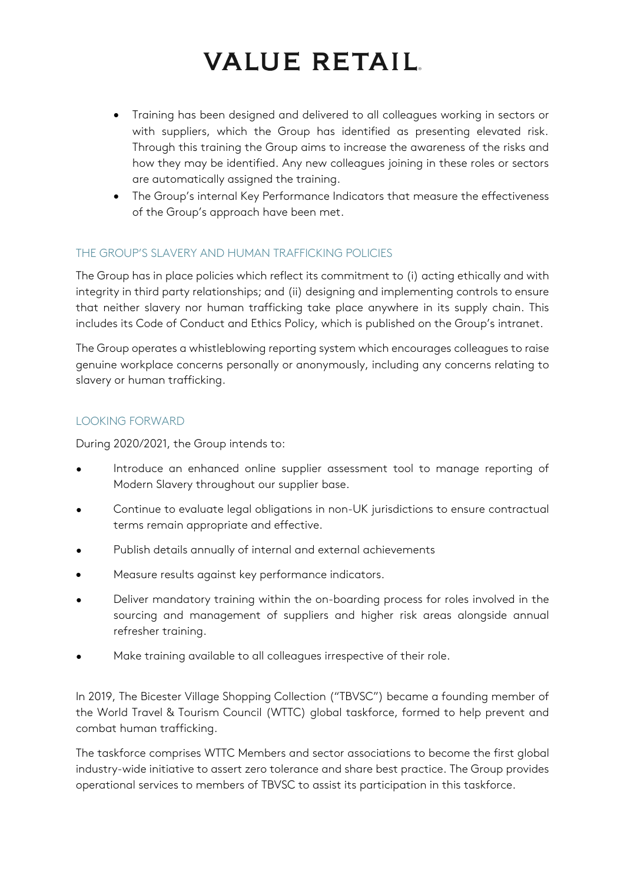- Training has been designed and delivered to all colleagues working in sectors or with suppliers, which the Group has identified as presenting elevated risk. Through this training the Group aims to increase the awareness of the risks and how they may be identified. Any new colleagues joining in these roles or sectors are automatically assigned the training.
- The Group's internal Key Performance Indicators that measure the effectiveness of the Group's approach have been met.

## THE GROUP'S SLAVERY AND HUMAN TRAFFICKING POLICIES

The Group has in place policies which reflect its commitment to (i) acting ethically and with integrity in third party relationships; and (ii) designing and implementing controls to ensure that neither slavery nor human trafficking take place anywhere in its supply chain. This includes its Code of Conduct and Ethics Policy, which is published on the Group's intranet.

The Group operates a whistleblowing reporting system which encourages colleagues to raise genuine workplace concerns personally or anonymously, including any concerns relating to slavery or human trafficking.

## LOOKING FORWARD

During 2020/2021, the Group intends to:

- Introduce an enhanced online supplier assessment tool to manage reporting of Modern Slavery throughout our supplier base.
- Continue to evaluate legal obligations in non-UK jurisdictions to ensure contractual terms remain appropriate and effective.
- Publish details annually of internal and external achievements
- Measure results against key performance indicators.
- Deliver mandatory training within the on-boarding process for roles involved in the sourcing and management of suppliers and higher risk areas alongside annual refresher training.
- Make training available to all colleagues irrespective of their role.

In 2019, The Bicester Village Shopping Collection ("TBVSC") became a founding member of the World Travel & Tourism Council (WTTC) global taskforce, formed to help prevent and combat human trafficking.

The taskforce comprises WTTC Members and sector associations to become the first global industry-wide initiative to assert zero tolerance and share best practice. The Group provides operational services to members of TBVSC to assist its participation in this taskforce.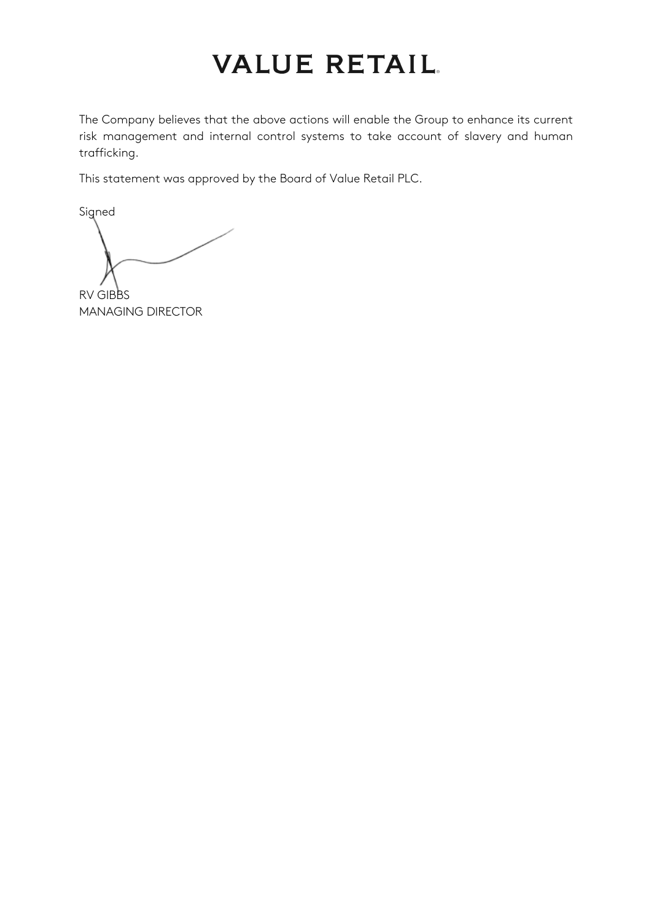The Company believes that the above actions will enable the Group to enhance its current risk management and internal control systems to take account of slavery and human trafficking.

This statement was approved by the Board of Value Retail PLC.

Signed

RV GIBBS
MANAGING DIRECTOR